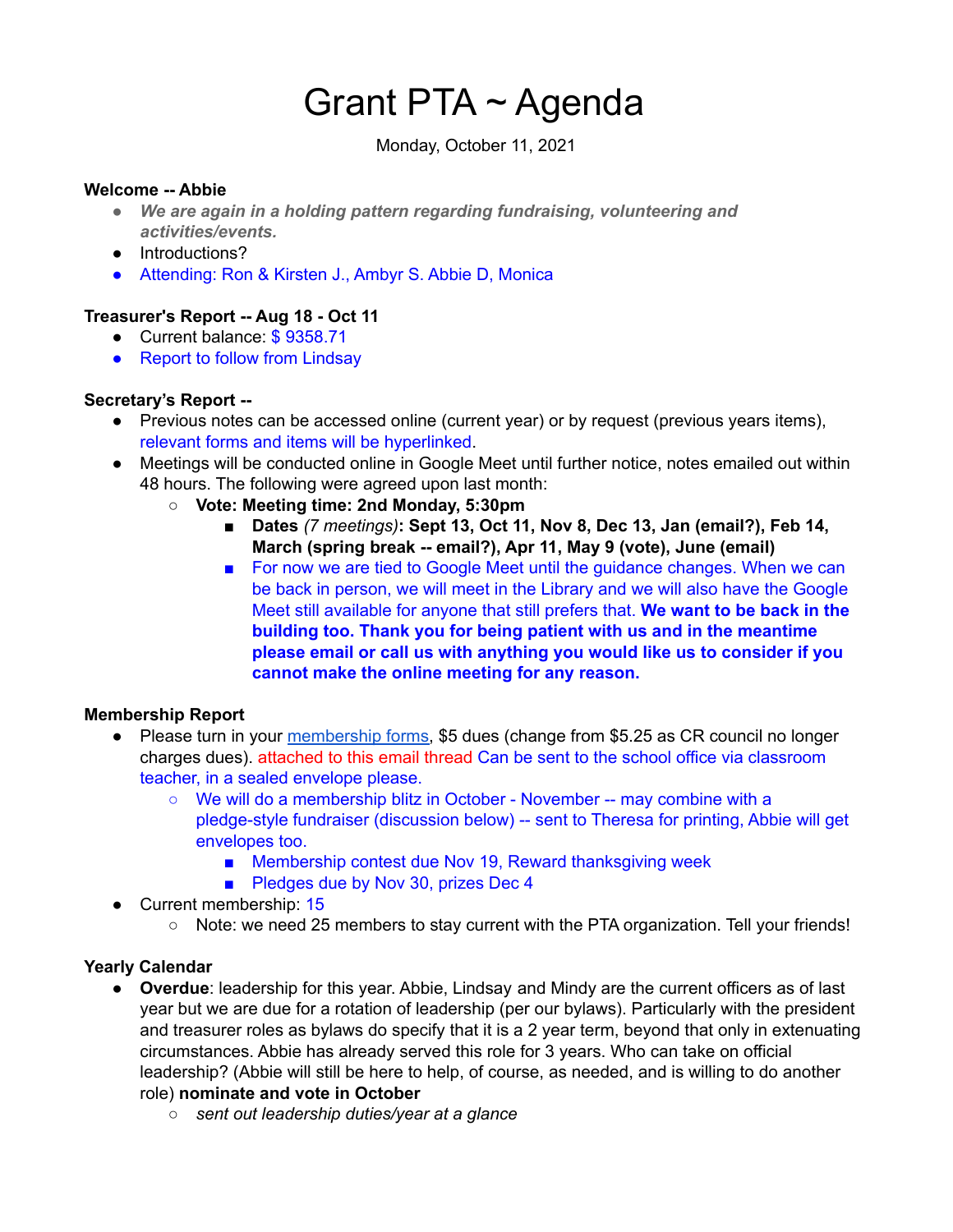# Grant PTA ~ Agenda

Monday, October 11, 2021

**Welcome -- Abbie**

- ***We are again in a holding pattern regarding fundraising, volunteering and activities/events.***
- Introductions?
- Attending: Ron & Kirsten J., Ambyr S. Abbie D, Monica

**Treasurer's Report -- Aug 18 - Oct 11**

- Current balance: $ 9358.71
- Report to follow from Lindsay

**Secretary's Report --**

- Previous notes can be accessed online (current year) or by request (previous years items), relevant forms and items will be hyperlinked.
- Meetings will be conducted online in Google Meet until further notice, notes emailed out within 48 hours. The following were agreed upon last month:
  - **Vote: Meeting time: 2nd Monday, 5:30pm**
    - **Dates** *(7 meetings)***: Sept 13, Oct 11, Nov 8, Dec 13, Jan (email?), Feb 14, March (spring break -- email?), Apr 11, May 9 (vote), June (email)**
    - For now we are tied to Google Meet until the guidance changes. When we can be back in person, we will meet in the Library and we will also have the Google Meet still available for anyone that still prefers that. **We want to be back in the building too. Thank you for being patient with us and in the meantime please email or call us with anything you would like us to consider if you cannot make the online meeting for any reason.**

**Membership Report**

- Please turn in your membership forms, $5 dues (change from $5.25 as CR council no longer charges dues). attached to this email thread Can be sent to the school office via classroom teacher, in a sealed envelope please.
  - We will do a membership blitz in October - November -- may combine with a pledge-style fundraiser (discussion below) -- sent to Theresa for printing, Abbie will get envelopes too.
    - Membership contest due Nov 19, Reward thanksgiving week
    - Pledges due by Nov 30, prizes Dec 4
- Current membership: 15
  - Note: we need 25 members to stay current with the PTA organization. Tell your friends!

**Yearly Calendar**

- **Overdue**: leadership for this year. Abbie, Lindsay and Mindy are the current officers as of last year but we are due for a rotation of leadership (per our bylaws). Particularly with the president and treasurer roles as bylaws do specify that it is a 2 year term, beyond that only in extenuating circumstances. Abbie has already served this role for 3 years. Who can take on official leadership? (Abbie will still be here to help, of course, as needed, and is willing to do another role) **nominate and vote in October**
  - *sent out leadership duties/year at a glance*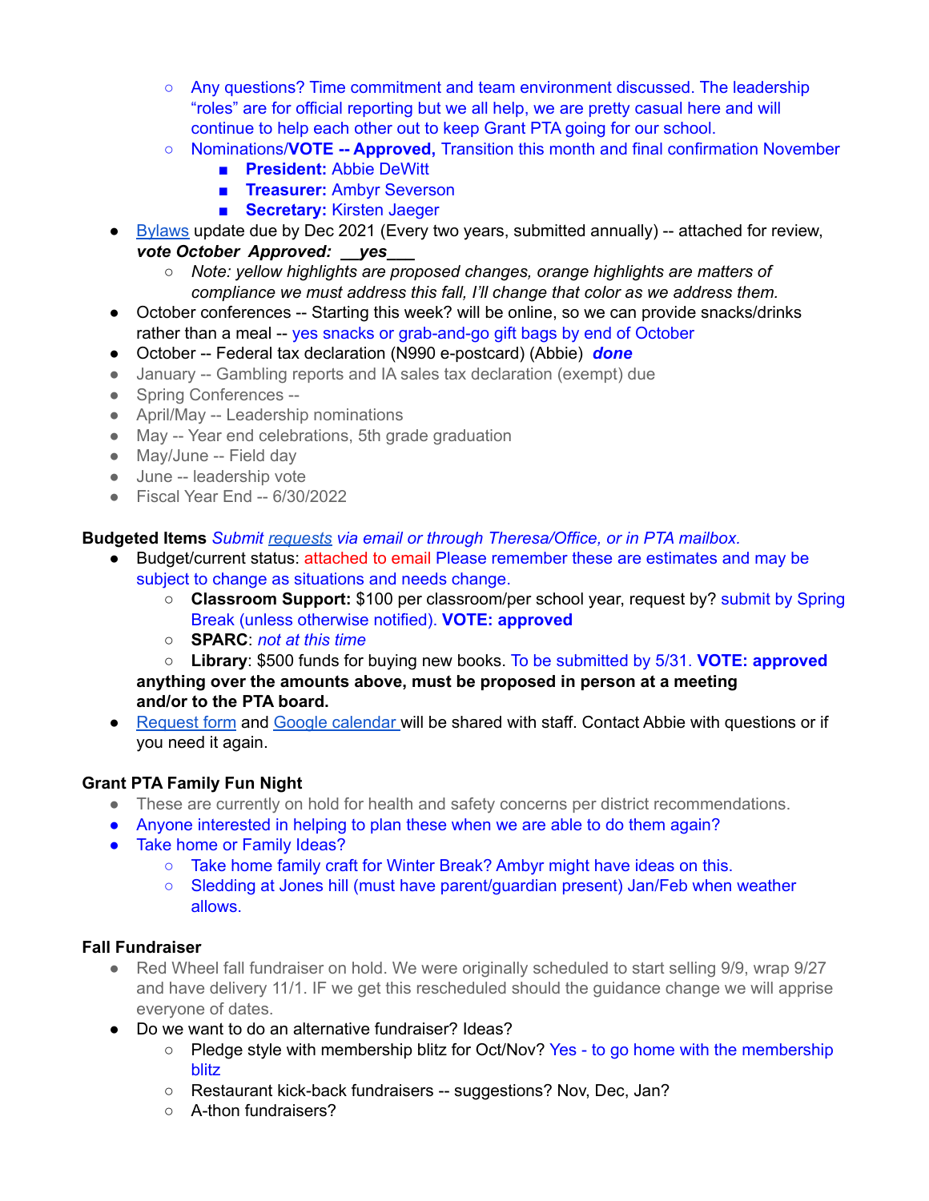- Any questions? Time commitment and team environment discussed. The leadership "roles" are for official reporting but we all help, we are pretty casual here and will continue to help each other out to keep Grant PTA going for our school.
    - Nominations/**VOTE -- Approved,** Transition this month and final confirmation November
        - **President:** Abbie DeWitt
        - **Treasurer:** Ambyr Severson
        - **Secretary:** Kirsten Jaeger
- Bylaws update due by Dec 2021 (Every two years, submitted annually) -- attached for review, ***vote October Approved: __yes___***
    - *Note: yellow highlights are proposed changes, orange highlights are matters of compliance we must address this fall, I'll change that color as we address them.*
- October conferences -- Starting this week? will be online, so we can provide snacks/drinks rather than a meal -- yes snacks or grab-and-go gift bags by end of October
- October -- Federal tax declaration (N990 e-postcard) (Abbie) ***done***
- January -- Gambling reports and IA sales tax declaration (exempt) due
- Spring Conferences --
- April/May -- Leadership nominations
- May -- Year end celebrations, 5th grade graduation
- May/June -- Field day
- June -- leadership vote
- Fiscal Year End -- 6/30/2022

**Budgeted Items** *Submit requests via email or through Theresa/Office, or in PTA mailbox.*

- Budget/current status: attached to email Please remember these are estimates and may be subject to change as situations and needs change.
    - **Classroom Support:** $100 per classroom/per school year, request by? submit by Spring Break (unless otherwise notified). **VOTE: approved**
    - **SPARC**: *not at this time*
    - **Library**: $500 funds for buying new books. To be submitted by 5/31. **VOTE: approved**

  **anything over the amounts above, must be proposed in person at a meeting and/or to the PTA board.**
- Request form and Google calendar will be shared with staff. Contact Abbie with questions or if you need it again.

**Grant PTA Family Fun Night**

- These are currently on hold for health and safety concerns per district recommendations.
- Anyone interested in helping to plan these when we are able to do them again?
- Take home or Family Ideas?
    - Take home family craft for Winter Break? Ambyr might have ideas on this.
    - Sledding at Jones hill (must have parent/guardian present) Jan/Feb when weather allows.

**Fall Fundraiser**

- Red Wheel fall fundraiser on hold. We were originally scheduled to start selling 9/9, wrap 9/27 and have delivery 11/1. IF we get this rescheduled should the guidance change we will apprise everyone of dates.
- Do we want to do an alternative fundraiser? Ideas?
    - Pledge style with membership blitz for Oct/Nov? Yes - to go home with the membership blitz
    - Restaurant kick-back fundraisers -- suggestions? Nov, Dec, Jan?
    - A-thon fundraisers?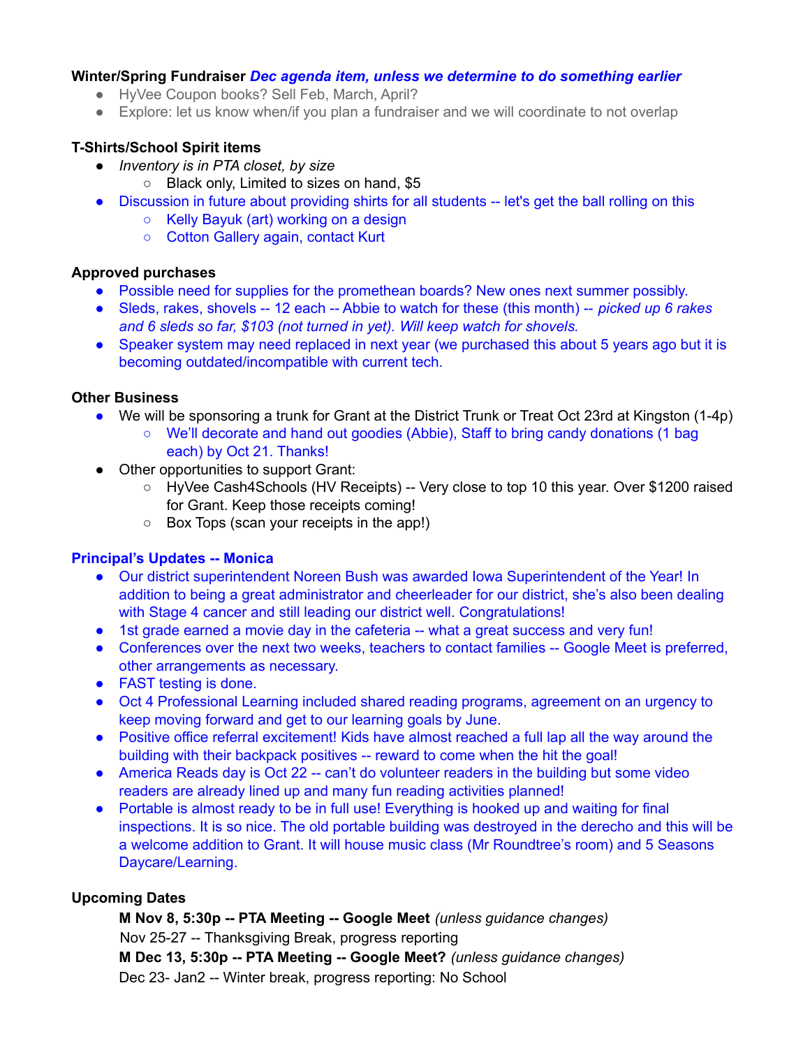**Winter/Spring Fundraiser** ***Dec agenda item, unless we determine to do something earlier***

- HyVee Coupon books? Sell Feb, March, April?
- Explore: let us know when/if you plan a fundraiser and we will coordinate to not overlap

**T-Shirts/School Spirit items**

- *Inventory is in PTA closet, by size*
  - Black only, Limited to sizes on hand, $5
- Discussion in future about providing shirts for all students -- let's get the ball rolling on this
  - Kelly Bayuk (art) working on a design
  - Cotton Gallery again, contact Kurt

**Approved purchases**

- Possible need for supplies for the promethean boards? New ones next summer possibly.
- Sleds, rakes, shovels -- 12 each -- Abbie to watch for these (this month) -- *picked up 6 rakes and 6 sleds so far, $103 (not turned in yet). Will keep watch for shovels.*
- Speaker system may need replaced in next year (we purchased this about 5 years ago but it is becoming outdated/incompatible with current tech.

**Other Business**

- We will be sponsoring a trunk for Grant at the District Trunk or Treat Oct 23rd at Kingston (1-4p)
  - We'll decorate and hand out goodies (Abbie), Staff to bring candy donations (1 bag each) by Oct 21. Thanks!
- Other opportunities to support Grant:
  - HyVee Cash4Schools (HV Receipts) -- Very close to top 10 this year. Over $1200 raised for Grant. Keep those receipts coming!
  - Box Tops (scan your receipts in the app!)

**Principal's Updates -- Monica**

- Our district superintendent Noreen Bush was awarded Iowa Superintendent of the Year! In addition to being a great administrator and cheerleader for our district, she's also been dealing with Stage 4 cancer and still leading our district well. Congratulations!
- 1st grade earned a movie day in the cafeteria -- what a great success and very fun!
- Conferences over the next two weeks, teachers to contact families -- Google Meet is preferred, other arrangements as necessary.
- FAST testing is done.
- Oct 4 Professional Learning included shared reading programs, agreement on an urgency to keep moving forward and get to our learning goals by June.
- Positive office referral excitement! Kids have almost reached a full lap all the way around the building with their backpack positives -- reward to come when the hit the goal!
- America Reads day is Oct 22 -- can't do volunteer readers in the building but some video readers are already lined up and many fun reading activities planned!
- Portable is almost ready to be in full use! Everything is hooked up and waiting for final inspections. It is so nice. The old portable building was destroyed in the derecho and this will be a welcome addition to Grant. It will house music class (Mr Roundtree's room) and 5 Seasons Daycare/Learning.

**Upcoming Dates**

**M Nov 8, 5:30p -- PTA Meeting -- Google Meet** *(unless guidance changes)*
Nov 25-27 -- Thanksgiving Break, progress reporting
**M Dec 13, 5:30p -- PTA Meeting -- Google Meet?** *(unless guidance changes)*
Dec 23- Jan2 -- Winter break, progress reporting: No School